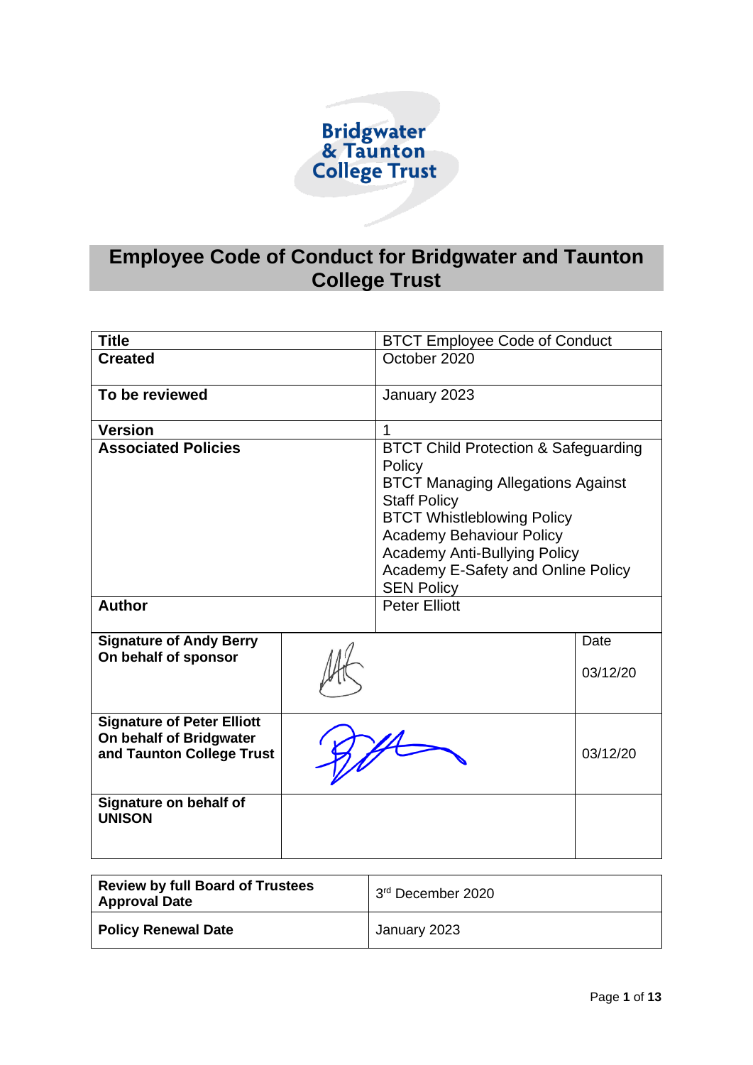Bridgwater & Taunton College Trust

# Employee Code of Conduct for Bridgwater and Taunton College Trust

| **Title** | BTCT Employee Code of Conduct |
|---|---|
| **Created** | October 2020 |
| **To be reviewed** | January 2023 |
| **Version** | 1 |
| **Associated Policies** | BTCT Child Protection & Safeguarding Policy<br>BTCT Managing Allegations Against Staff Policy<br>BTCT Whistleblowing Policy<br>Academy Behaviour Policy<br>Academy Anti-Bullying Policy<br>Academy E-Safety and Online Policy<br>SEN Policy |
| **Author** | Peter Elliott |

| | | |
|---|---|---|
| **Signature of Andy Berry On behalf of sponsor** | [signature] | Date<br>03/12/20 |
| **Signature of Peter Elliott On behalf of Bridgwater and Taunton College Trust** | [signature] | 03/12/20 |
| **Signature on behalf of UNISON** | | |

| | |
|---|---|
| **Review by full Board of Trustees Approval Date** | 3rd December 2020 |
| **Policy Renewal Date** | January 2023 |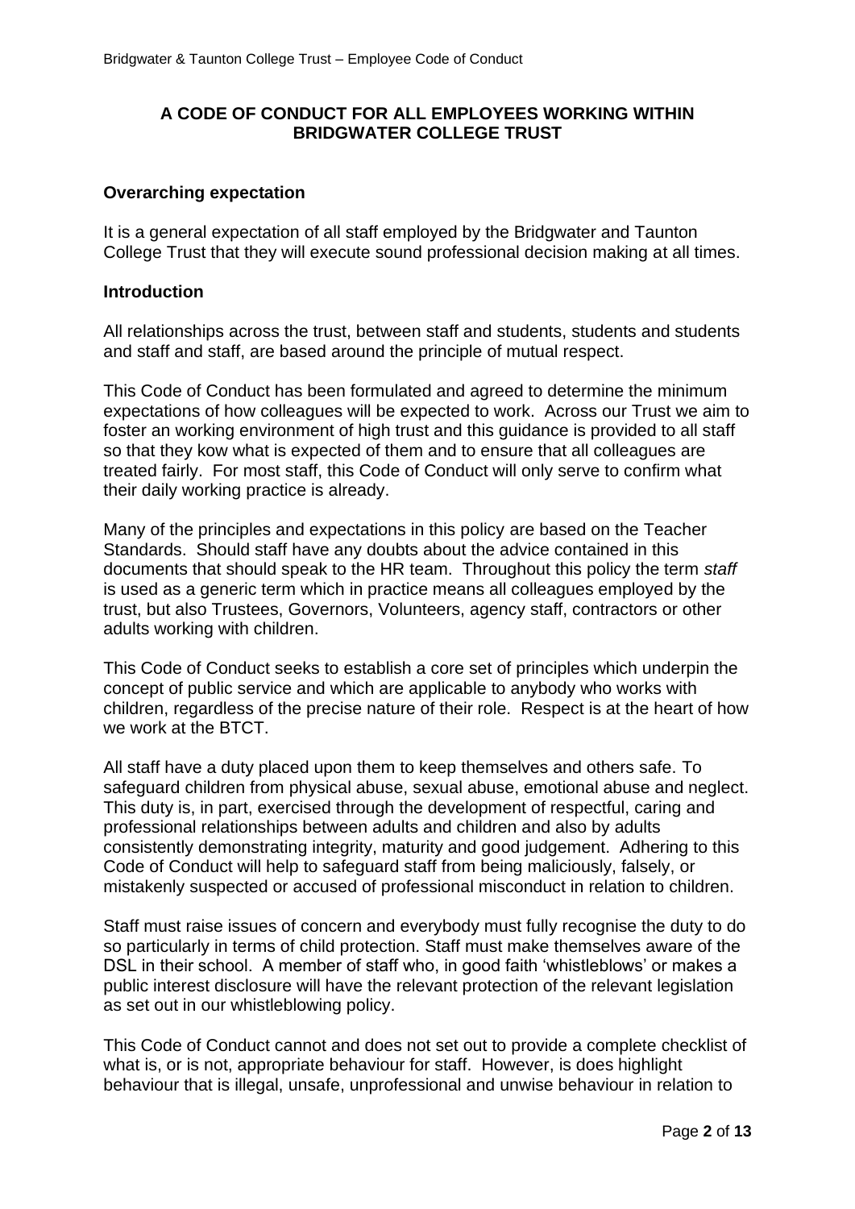**A CODE OF CONDUCT FOR ALL EMPLOYEES WORKING WITHIN BRIDGWATER COLLEGE TRUST**

## Overarching expectation

It is a general expectation of all staff employed by the Bridgwater and Taunton College Trust that they will execute sound professional decision making at all times.

## Introduction

All relationships across the trust, between staff and students, students and students and staff and staff, are based around the principle of mutual respect.

This Code of Conduct has been formulated and agreed to determine the minimum expectations of how colleagues will be expected to work. Across our Trust we aim to foster an working environment of high trust and this guidance is provided to all staff so that they kow what is expected of them and to ensure that all colleagues are treated fairly. For most staff, this Code of Conduct will only serve to confirm what their daily working practice is already.

Many of the principles and expectations in this policy are based on the Teacher Standards. Should staff have any doubts about the advice contained in this documents that should speak to the HR team. Throughout this policy the term *staff* is used as a generic term which in practice means all colleagues employed by the trust, but also Trustees, Governors, Volunteers, agency staff, contractors or other adults working with children.

This Code of Conduct seeks to establish a core set of principles which underpin the concept of public service and which are applicable to anybody who works with children, regardless of the precise nature of their role. Respect is at the heart of how we work at the BTCT.

All staff have a duty placed upon them to keep themselves and others safe. To safeguard children from physical abuse, sexual abuse, emotional abuse and neglect. This duty is, in part, exercised through the development of respectful, caring and professional relationships between adults and children and also by adults consistently demonstrating integrity, maturity and good judgement. Adhering to this Code of Conduct will help to safeguard staff from being maliciously, falsely, or mistakenly suspected or accused of professional misconduct in relation to children.

Staff must raise issues of concern and everybody must fully recognise the duty to do so particularly in terms of child protection. Staff must make themselves aware of the DSL in their school. A member of staff who, in good faith 'whistleblows' or makes a public interest disclosure will have the relevant protection of the relevant legislation as set out in our whistleblowing policy.

This Code of Conduct cannot and does not set out to provide a complete checklist of what is, or is not, appropriate behaviour for staff. However, is does highlight behaviour that is illegal, unsafe, unprofessional and unwise behaviour in relation to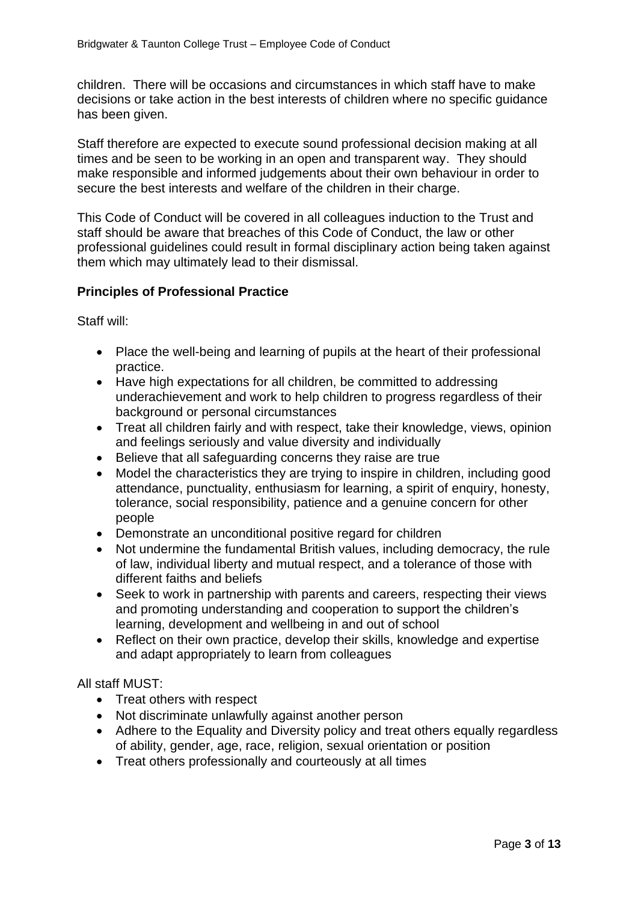children. There will be occasions and circumstances in which staff have to make decisions or take action in the best interests of children where no specific guidance has been given.

Staff therefore are expected to execute sound professional decision making at all times and be seen to be working in an open and transparent way. They should make responsible and informed judgements about their own behaviour in order to secure the best interests and welfare of the children in their charge.

This Code of Conduct will be covered in all colleagues induction to the Trust and staff should be aware that breaches of this Code of Conduct, the law or other professional guidelines could result in formal disciplinary action being taken against them which may ultimately lead to their dismissal.

**Principles of Professional Practice**

Staff will:

- Place the well-being and learning of pupils at the heart of their professional practice.
- Have high expectations for all children, be committed to addressing underachievement and work to help children to progress regardless of their background or personal circumstances
- Treat all children fairly and with respect, take their knowledge, views, opinion and feelings seriously and value diversity and individually
- Believe that all safeguarding concerns they raise are true
- Model the characteristics they are trying to inspire in children, including good attendance, punctuality, enthusiasm for learning, a spirit of enquiry, honesty, tolerance, social responsibility, patience and a genuine concern for other people
- Demonstrate an unconditional positive regard for children
- Not undermine the fundamental British values, including democracy, the rule of law, individual liberty and mutual respect, and a tolerance of those with different faiths and beliefs
- Seek to work in partnership with parents and careers, respecting their views and promoting understanding and cooperation to support the children's learning, development and wellbeing in and out of school
- Reflect on their own practice, develop their skills, knowledge and expertise and adapt appropriately to learn from colleagues

All staff MUST:

- Treat others with respect
- Not discriminate unlawfully against another person
- Adhere to the Equality and Diversity policy and treat others equally regardless of ability, gender, age, race, religion, sexual orientation or position
- Treat others professionally and courteously at all times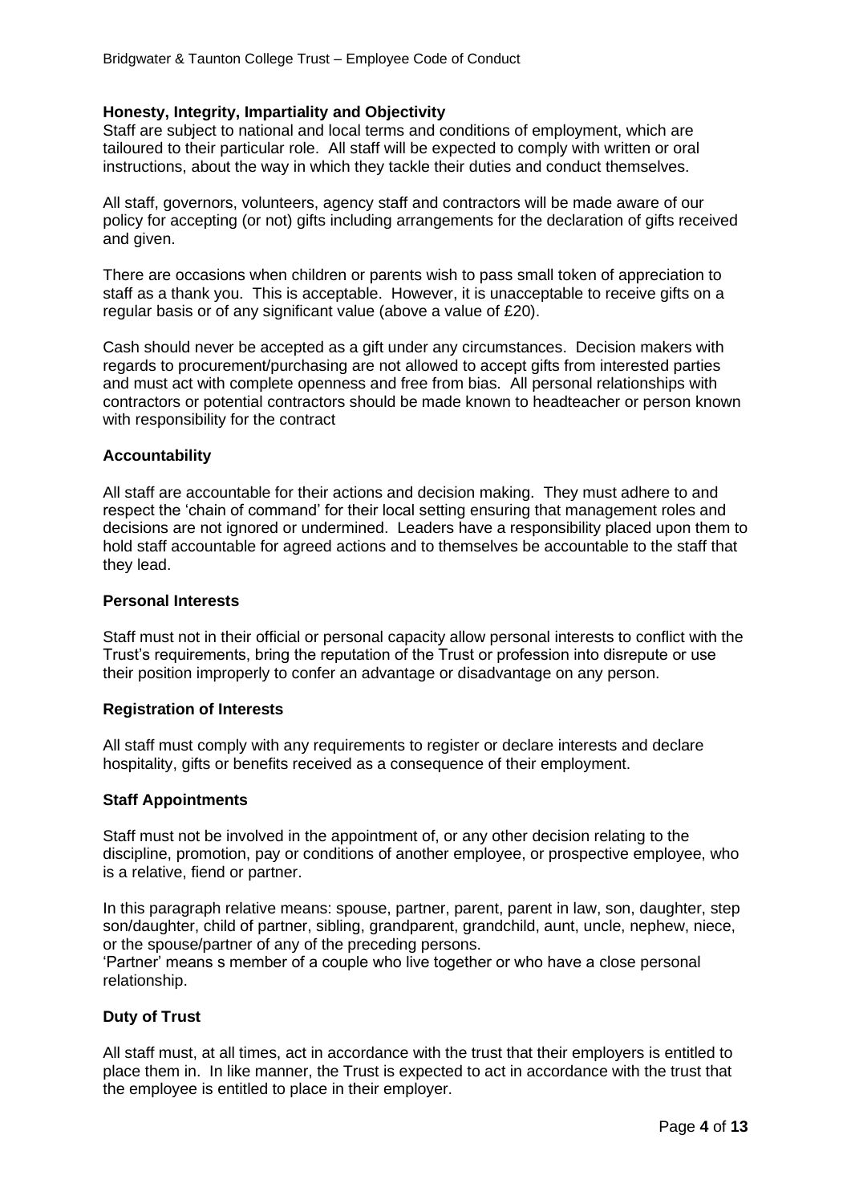### Honesty, Integrity, Impartiality and Objectivity

Staff are subject to national and local terms and conditions of employment, which are tailoured to their particular role. All staff will be expected to comply with written or oral instructions, about the way in which they tackle their duties and conduct themselves.

All staff, governors, volunteers, agency staff and contractors will be made aware of our policy for accepting (or not) gifts including arrangements for the declaration of gifts received and given.

There are occasions when children or parents wish to pass small token of appreciation to staff as a thank you. This is acceptable. However, it is unacceptable to receive gifts on a regular basis or of any significant value (above a value of £20).

Cash should never be accepted as a gift under any circumstances. Decision makers with regards to procurement/purchasing are not allowed to accept gifts from interested parties and must act with complete openness and free from bias. All personal relationships with contractors or potential contractors should be made known to headteacher or person known with responsibility for the contract

### Accountability

All staff are accountable for their actions and decision making. They must adhere to and respect the 'chain of command' for their local setting ensuring that management roles and decisions are not ignored or undermined. Leaders have a responsibility placed upon them to hold staff accountable for agreed actions and to themselves be accountable to the staff that they lead.

### Personal Interests

Staff must not in their official or personal capacity allow personal interests to conflict with the Trust's requirements, bring the reputation of the Trust or profession into disrepute or use their position improperly to confer an advantage or disadvantage on any person.

### Registration of Interests

All staff must comply with any requirements to register or declare interests and declare hospitality, gifts or benefits received as a consequence of their employment.

### Staff Appointments

Staff must not be involved in the appointment of, or any other decision relating to the discipline, promotion, pay or conditions of another employee, or prospective employee, who is a relative, fiend or partner.

In this paragraph relative means: spouse, partner, parent, parent in law, son, daughter, step son/daughter, child of partner, sibling, grandparent, grandchild, aunt, uncle, nephew, niece, or the spouse/partner of any of the preceding persons.
'Partner' means s member of a couple who live together or who have a close personal relationship.

### Duty of Trust

All staff must, at all times, act in accordance with the trust that their employers is entitled to place them in. In like manner, the Trust is expected to act in accordance with the trust that the employee is entitled to place in their employer.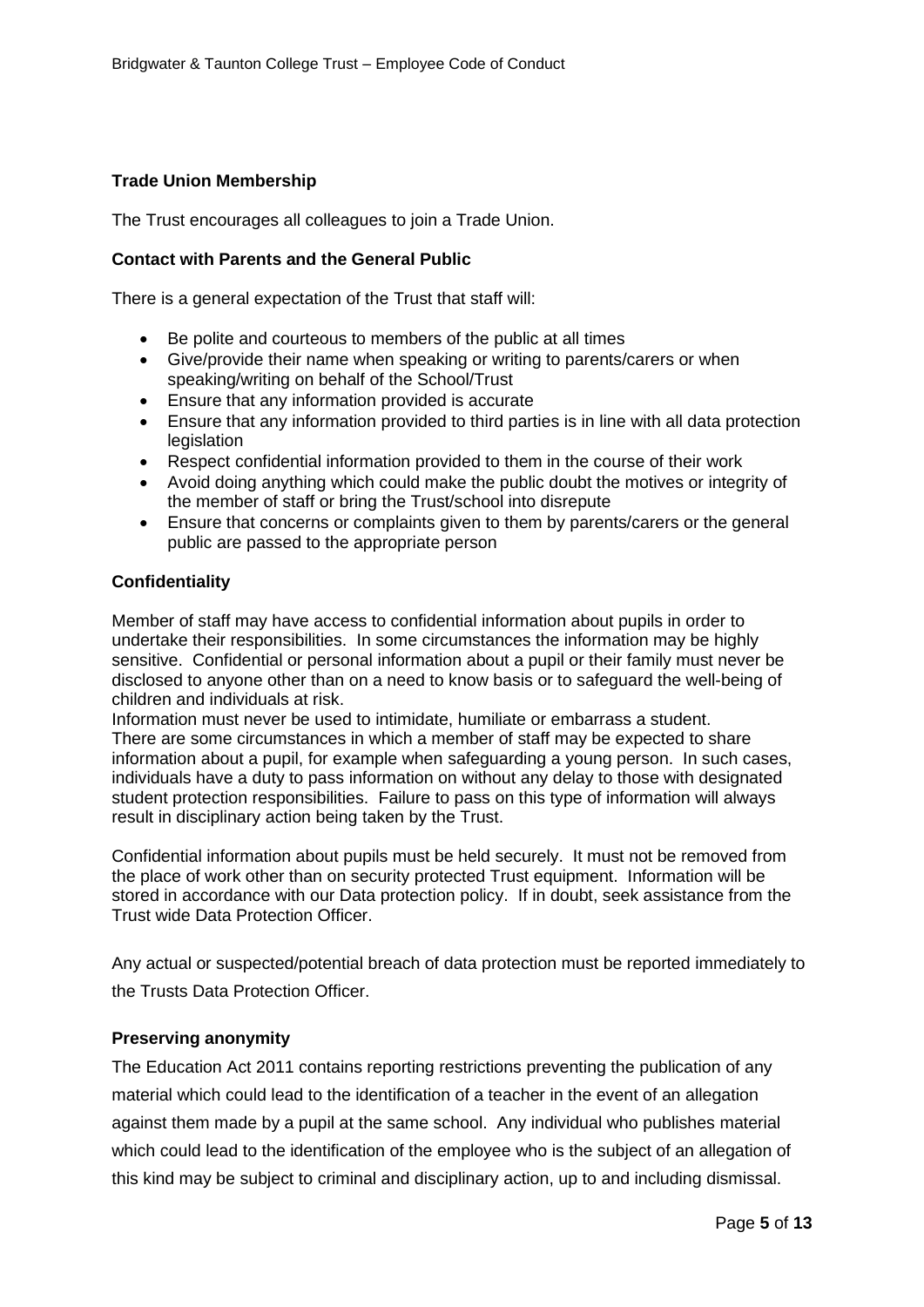**Trade Union Membership**

The Trust encourages all colleagues to join a Trade Union.

**Contact with Parents and the General Public**

There is a general expectation of the Trust that staff will:

- Be polite and courteous to members of the public at all times
- Give/provide their name when speaking or writing to parents/carers or when speaking/writing on behalf of the School/Trust
- Ensure that any information provided is accurate
- Ensure that any information provided to third parties is in line with all data protection legislation
- Respect confidential information provided to them in the course of their work
- Avoid doing anything which could make the public doubt the motives or integrity of the member of staff or bring the Trust/school into disrepute
- Ensure that concerns or complaints given to them by parents/carers or the general public are passed to the appropriate person

**Confidentiality**

Member of staff may have access to confidential information about pupils in order to undertake their responsibilities. In some circumstances the information may be highly sensitive. Confidential or personal information about a pupil or their family must never be disclosed to anyone other than on a need to know basis or to safeguard the well-being of children and individuals at risk.
Information must never be used to intimidate, humiliate or embarrass a student.
There are some circumstances in which a member of staff may be expected to share information about a pupil, for example when safeguarding a young person. In such cases, individuals have a duty to pass information on without any delay to those with designated student protection responsibilities. Failure to pass on this type of information will always result in disciplinary action being taken by the Trust.

Confidential information about pupils must be held securely. It must not be removed from the place of work other than on security protected Trust equipment. Information will be stored in accordance with our Data protection policy. If in doubt, seek assistance from the Trust wide Data Protection Officer.

Any actual or suspected/potential breach of data protection must be reported immediately to the Trusts Data Protection Officer.

**Preserving anonymity**

The Education Act 2011 contains reporting restrictions preventing the publication of any material which could lead to the identification of a teacher in the event of an allegation against them made by a pupil at the same school. Any individual who publishes material which could lead to the identification of the employee who is the subject of an allegation of this kind may be subject to criminal and disciplinary action, up to and including dismissal.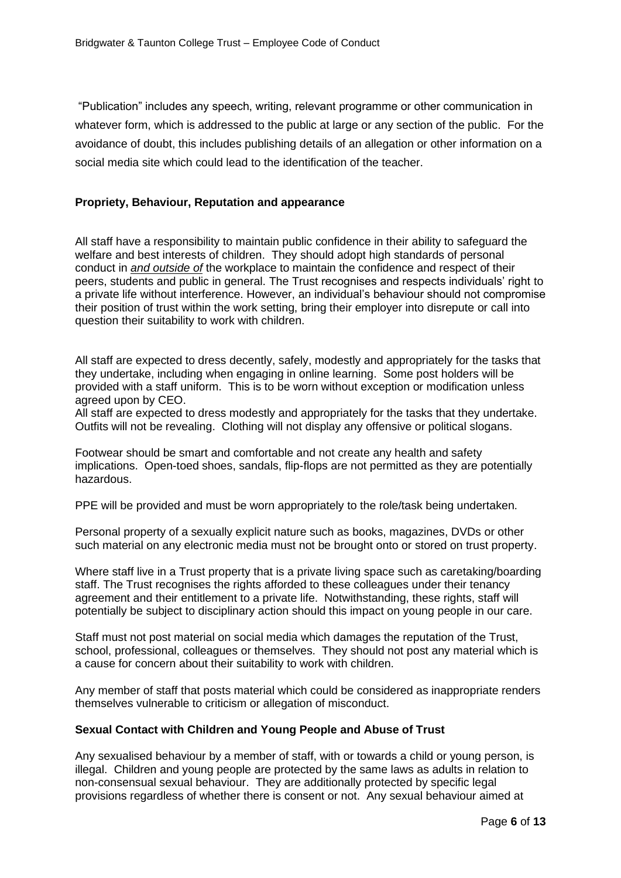"Publication" includes any speech, writing, relevant programme or other communication in whatever form, which is addressed to the public at large or any section of the public. For the avoidance of doubt, this includes publishing details of an allegation or other information on a social media site which could lead to the identification of the teacher.

**Propriety, Behaviour, Reputation and appearance**

All staff have a responsibility to maintain public confidence in their ability to safeguard the welfare and best interests of children. They should adopt high standards of personal conduct in ***and outside of*** the workplace to maintain the confidence and respect of their peers, students and public in general. The Trust recognises and respects individuals' right to a private life without interference. However, an individual's behaviour should not compromise their position of trust within the work setting, bring their employer into disrepute or call into question their suitability to work with children.

All staff are expected to dress decently, safely, modestly and appropriately for the tasks that they undertake, including when engaging in online learning. Some post holders will be provided with a staff uniform. This is to be worn without exception or modification unless agreed upon by CEO.
All staff are expected to dress modestly and appropriately for the tasks that they undertake. Outfits will not be revealing. Clothing will not display any offensive or political slogans.

Footwear should be smart and comfortable and not create any health and safety implications. Open-toed shoes, sandals, flip-flops are not permitted as they are potentially hazardous.

PPE will be provided and must be worn appropriately to the role/task being undertaken.

Personal property of a sexually explicit nature such as books, magazines, DVDs or other such material on any electronic media must not be brought onto or stored on trust property.

Where staff live in a Trust property that is a private living space such as caretaking/boarding staff. The Trust recognises the rights afforded to these colleagues under their tenancy agreement and their entitlement to a private life. Notwithstanding, these rights, staff will potentially be subject to disciplinary action should this impact on young people in our care.

Staff must not post material on social media which damages the reputation of the Trust, school, professional, colleagues or themselves. They should not post any material which is a cause for concern about their suitability to work with children.

Any member of staff that posts material which could be considered as inappropriate renders themselves vulnerable to criticism or allegation of misconduct.

**Sexual Contact with Children and Young People and Abuse of Trust**

Any sexualised behaviour by a member of staff, with or towards a child or young person, is illegal. Children and young people are protected by the same laws as adults in relation to non-consensual sexual behaviour. They are additionally protected by specific legal provisions regardless of whether there is consent or not. Any sexual behaviour aimed at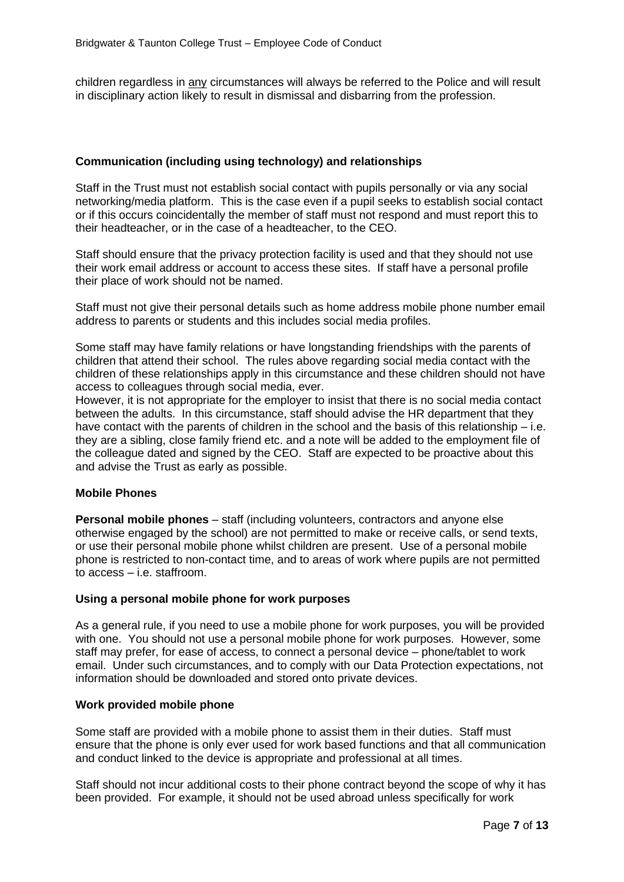children regardless in any circumstances will always be referred to the Police and will result in disciplinary action likely to result in dismissal and disbarring from the profession.

### Communication (including using technology) and relationships

Staff in the Trust must not establish social contact with pupils personally or via any social networking/media platform. This is the case even if a pupil seeks to establish social contact or if this occurs coincidentally the member of staff must not respond and must report this to their headteacher, or in the case of a headteacher, to the CEO.

Staff should ensure that the privacy protection facility is used and that they should not use their work email address or account to access these sites. If staff have a personal profile their place of work should not be named.

Staff must not give their personal details such as home address mobile phone number email address to parents or students and this includes social media profiles.

Some staff may have family relations or have longstanding friendships with the parents of children that attend their school. The rules above regarding social media contact with the children of these relationships apply in this circumstance and these children should not have access to colleagues through social media, ever.
However, it is not appropriate for the employer to insist that there is no social media contact between the adults. In this circumstance, staff should advise the HR department that they have contact with the parents of children in the school and the basis of this relationship – i.e. they are a sibling, close family friend etc. and a note will be added to the employment file of the colleague dated and signed by the CEO. Staff are expected to be proactive about this and advise the Trust as early as possible.

### Mobile Phones

**Personal mobile phones** – staff (including volunteers, contractors and anyone else otherwise engaged by the school) are not permitted to make or receive calls, or send texts, or use their personal mobile phone whilst children are present. Use of a personal mobile phone is restricted to non-contact time, and to areas of work where pupils are not permitted to access – i.e. staffroom.

### Using a personal mobile phone for work purposes

As a general rule, if you need to use a mobile phone for work purposes, you will be provided with one. You should not use a personal mobile phone for work purposes. However, some staff may prefer, for ease of access, to connect a personal device – phone/tablet to work email. Under such circumstances, and to comply with our Data Protection expectations, not information should be downloaded and stored onto private devices.

### Work provided mobile phone

Some staff are provided with a mobile phone to assist them in their duties. Staff must ensure that the phone is only ever used for work based functions and that all communication and conduct linked to the device is appropriate and professional at all times.

Staff should not incur additional costs to their phone contract beyond the scope of why it has been provided. For example, it should not be used abroad unless specifically for work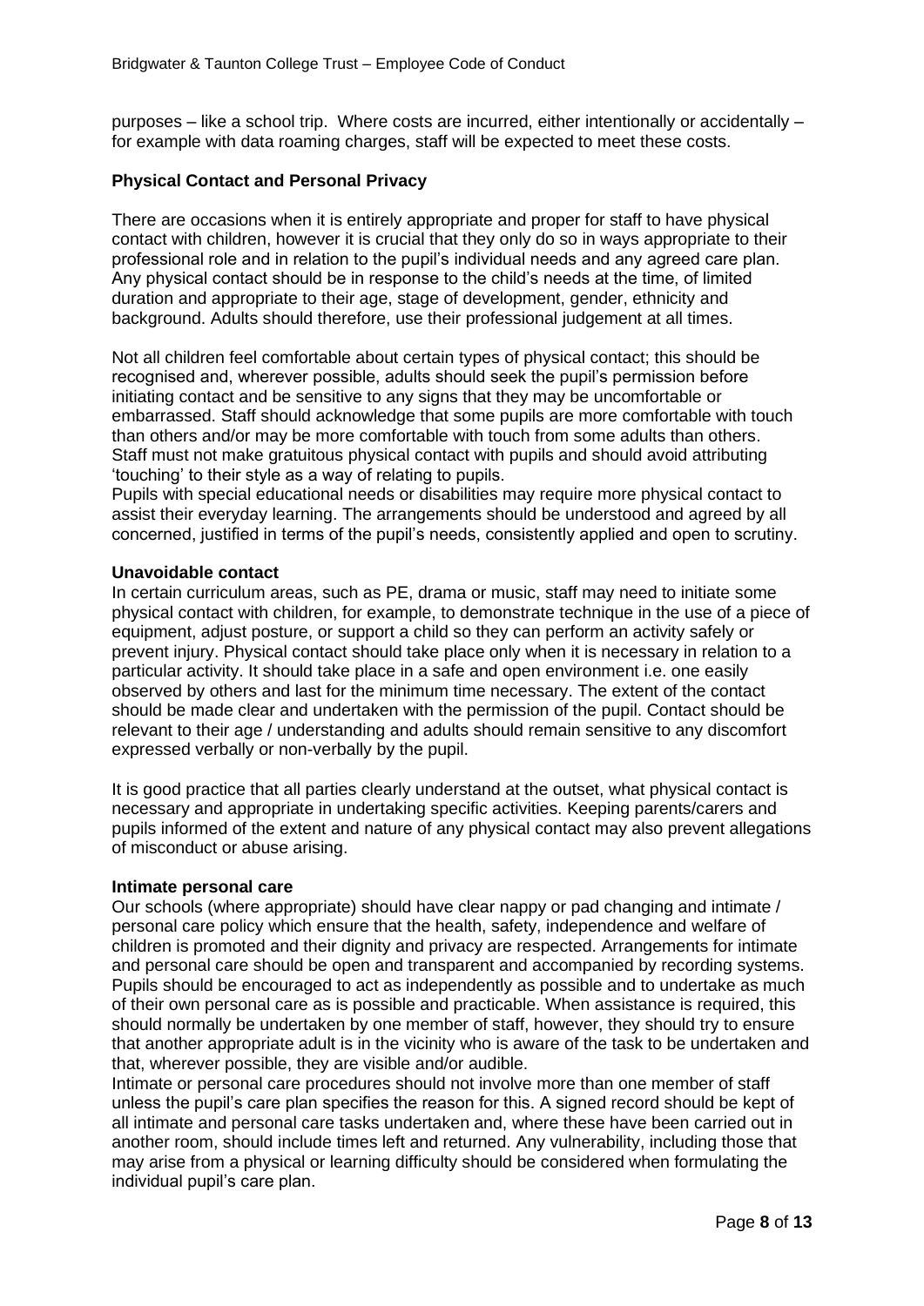purposes – like a school trip. Where costs are incurred, either intentionally or accidentally – for example with data roaming charges, staff will be expected to meet these costs.

**Physical Contact and Personal Privacy**

There are occasions when it is entirely appropriate and proper for staff to have physical contact with children, however it is crucial that they only do so in ways appropriate to their professional role and in relation to the pupil's individual needs and any agreed care plan. Any physical contact should be in response to the child's needs at the time, of limited duration and appropriate to their age, stage of development, gender, ethnicity and background. Adults should therefore, use their professional judgement at all times.

Not all children feel comfortable about certain types of physical contact; this should be recognised and, wherever possible, adults should seek the pupil's permission before initiating contact and be sensitive to any signs that they may be uncomfortable or embarrassed. Staff should acknowledge that some pupils are more comfortable with touch than others and/or may be more comfortable with touch from some adults than others. Staff must not make gratuitous physical contact with pupils and should avoid attributing 'touching' to their style as a way of relating to pupils.
Pupils with special educational needs or disabilities may require more physical contact to assist their everyday learning. The arrangements should be understood and agreed by all concerned, justified in terms of the pupil's needs, consistently applied and open to scrutiny.

**Unavoidable contact**
In certain curriculum areas, such as PE, drama or music, staff may need to initiate some physical contact with children, for example, to demonstrate technique in the use of a piece of equipment, adjust posture, or support a child so they can perform an activity safely or prevent injury. Physical contact should take place only when it is necessary in relation to a particular activity. It should take place in a safe and open environment i.e. one easily observed by others and last for the minimum time necessary. The extent of the contact should be made clear and undertaken with the permission of the pupil. Contact should be relevant to their age / understanding and adults should remain sensitive to any discomfort expressed verbally or non-verbally by the pupil.

It is good practice that all parties clearly understand at the outset, what physical contact is necessary and appropriate in undertaking specific activities. Keeping parents/carers and pupils informed of the extent and nature of any physical contact may also prevent allegations of misconduct or abuse arising.

**Intimate personal care**
Our schools (where appropriate) should have clear nappy or pad changing and intimate / personal care policy which ensure that the health, safety, independence and welfare of children is promoted and their dignity and privacy are respected. Arrangements for intimate and personal care should be open and transparent and accompanied by recording systems. Pupils should be encouraged to act as independently as possible and to undertake as much of their own personal care as is possible and practicable. When assistance is required, this should normally be undertaken by one member of staff, however, they should try to ensure that another appropriate adult is in the vicinity who is aware of the task to be undertaken and that, wherever possible, they are visible and/or audible.
Intimate or personal care procedures should not involve more than one member of staff unless the pupil's care plan specifies the reason for this. A signed record should be kept of all intimate and personal care tasks undertaken and, where these have been carried out in another room, should include times left and returned. Any vulnerability, including those that may arise from a physical or learning difficulty should be considered when formulating the individual pupil's care plan.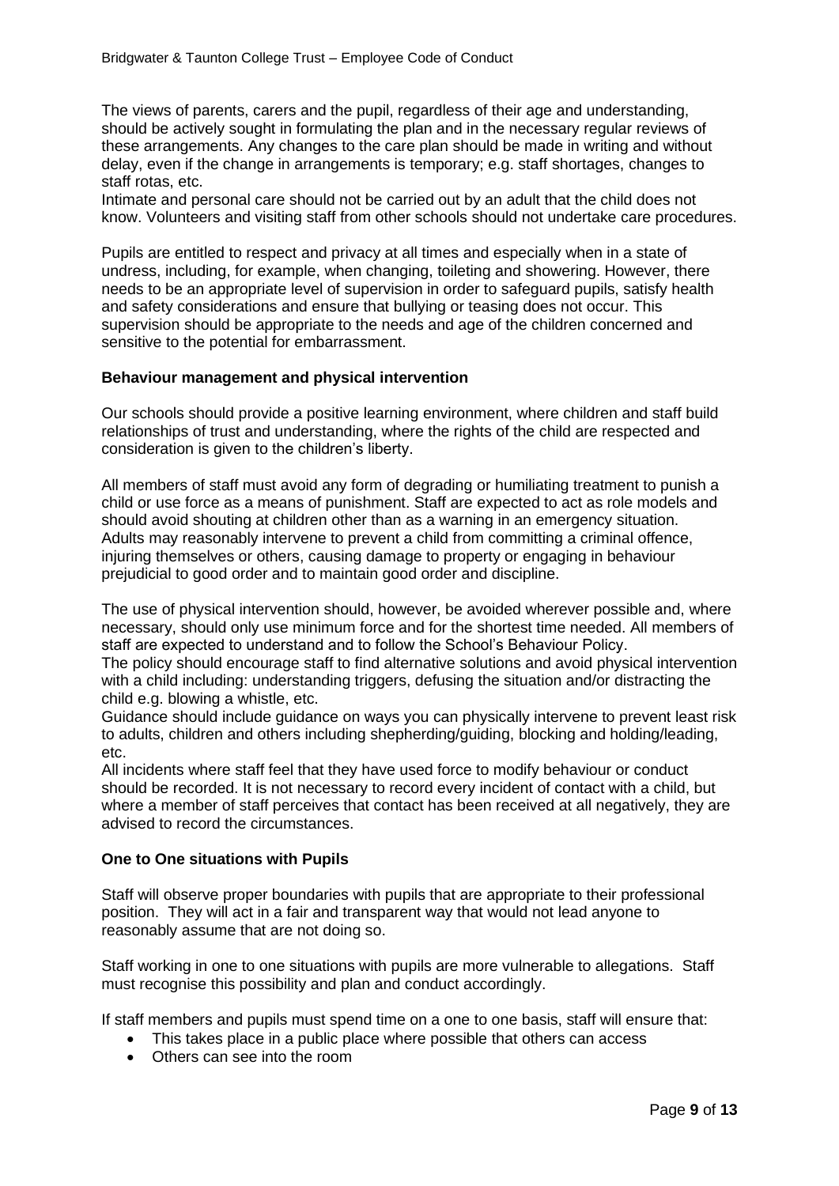The views of parents, carers and the pupil, regardless of their age and understanding, should be actively sought in formulating the plan and in the necessary regular reviews of these arrangements. Any changes to the care plan should be made in writing and without delay, even if the change in arrangements is temporary; e.g. staff shortages, changes to staff rotas, etc.

Intimate and personal care should not be carried out by an adult that the child does not know. Volunteers and visiting staff from other schools should not undertake care procedures.

Pupils are entitled to respect and privacy at all times and especially when in a state of undress, including, for example, when changing, toileting and showering. However, there needs to be an appropriate level of supervision in order to safeguard pupils, satisfy health and safety considerations and ensure that bullying or teasing does not occur. This supervision should be appropriate to the needs and age of the children concerned and sensitive to the potential for embarrassment.

**Behaviour management and physical intervention**

Our schools should provide a positive learning environment, where children and staff build relationships of trust and understanding, where the rights of the child are respected and consideration is given to the children's liberty.

All members of staff must avoid any form of degrading or humiliating treatment to punish a child or use force as a means of punishment. Staff are expected to act as role models and should avoid shouting at children other than as a warning in an emergency situation. Adults may reasonably intervene to prevent a child from committing a criminal offence, injuring themselves or others, causing damage to property or engaging in behaviour prejudicial to good order and to maintain good order and discipline.

The use of physical intervention should, however, be avoided wherever possible and, where necessary, should only use minimum force and for the shortest time needed. All members of staff are expected to understand and to follow the School's Behaviour Policy.

The policy should encourage staff to find alternative solutions and avoid physical intervention with a child including: understanding triggers, defusing the situation and/or distracting the child e.g. blowing a whistle, etc.

Guidance should include guidance on ways you can physically intervene to prevent least risk to adults, children and others including shepherding/guiding, blocking and holding/leading, etc.

All incidents where staff feel that they have used force to modify behaviour or conduct should be recorded. It is not necessary to record every incident of contact with a child, but where a member of staff perceives that contact has been received at all negatively, they are advised to record the circumstances.

**One to One situations with Pupils**

Staff will observe proper boundaries with pupils that are appropriate to their professional position. They will act in a fair and transparent way that would not lead anyone to reasonably assume that are not doing so.

Staff working in one to one situations with pupils are more vulnerable to allegations. Staff must recognise this possibility and plan and conduct accordingly.

If staff members and pupils must spend time on a one to one basis, staff will ensure that:

- This takes place in a public place where possible that others can access
- Others can see into the room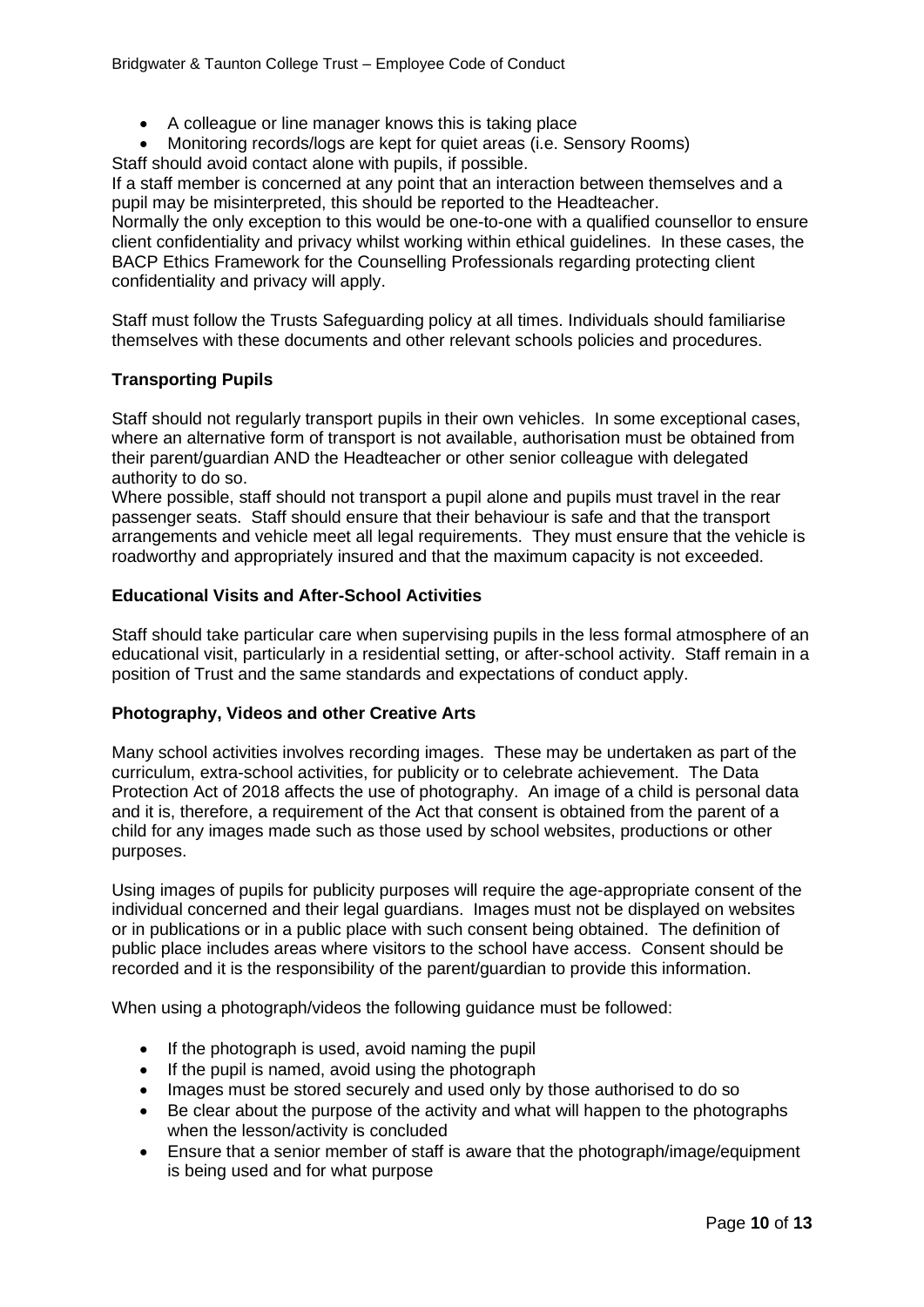- A colleague or line manager knows this is taking place
- Monitoring records/logs are kept for quiet areas (i.e. Sensory Rooms)

Staff should avoid contact alone with pupils, if possible.
If a staff member is concerned at any point that an interaction between themselves and a pupil may be misinterpreted, this should be reported to the Headteacher.
Normally the only exception to this would be one-to-one with a qualified counsellor to ensure client confidentiality and privacy whilst working within ethical guidelines. In these cases, the BACP Ethics Framework for the Counselling Professionals regarding protecting client confidentiality and privacy will apply.

Staff must follow the Trusts Safeguarding policy at all times. Individuals should familiarise themselves with these documents and other relevant schools policies and procedures.

### Transporting Pupils

Staff should not regularly transport pupils in their own vehicles. In some exceptional cases, where an alternative form of transport is not available, authorisation must be obtained from their parent/guardian AND the Headteacher or other senior colleague with delegated authority to do so.
Where possible, staff should not transport a pupil alone and pupils must travel in the rear passenger seats. Staff should ensure that their behaviour is safe and that the transport arrangements and vehicle meet all legal requirements. They must ensure that the vehicle is roadworthy and appropriately insured and that the maximum capacity is not exceeded.

### Educational Visits and After-School Activities

Staff should take particular care when supervising pupils in the less formal atmosphere of an educational visit, particularly in a residential setting, or after-school activity. Staff remain in a position of Trust and the same standards and expectations of conduct apply.

### Photography, Videos and other Creative Arts

Many school activities involves recording images. These may be undertaken as part of the curriculum, extra-school activities, for publicity or to celebrate achievement. The Data Protection Act of 2018 affects the use of photography. An image of a child is personal data and it is, therefore, a requirement of the Act that consent is obtained from the parent of a child for any images made such as those used by school websites, productions or other purposes.

Using images of pupils for publicity purposes will require the age-appropriate consent of the individual concerned and their legal guardians. Images must not be displayed on websites or in publications or in a public place with such consent being obtained. The definition of public place includes areas where visitors to the school have access. Consent should be recorded and it is the responsibility of the parent/guardian to provide this information.

When using a photograph/videos the following guidance must be followed:

- If the photograph is used, avoid naming the pupil
- If the pupil is named, avoid using the photograph
- Images must be stored securely and used only by those authorised to do so
- Be clear about the purpose of the activity and what will happen to the photographs when the lesson/activity is concluded
- Ensure that a senior member of staff is aware that the photograph/image/equipment is being used and for what purpose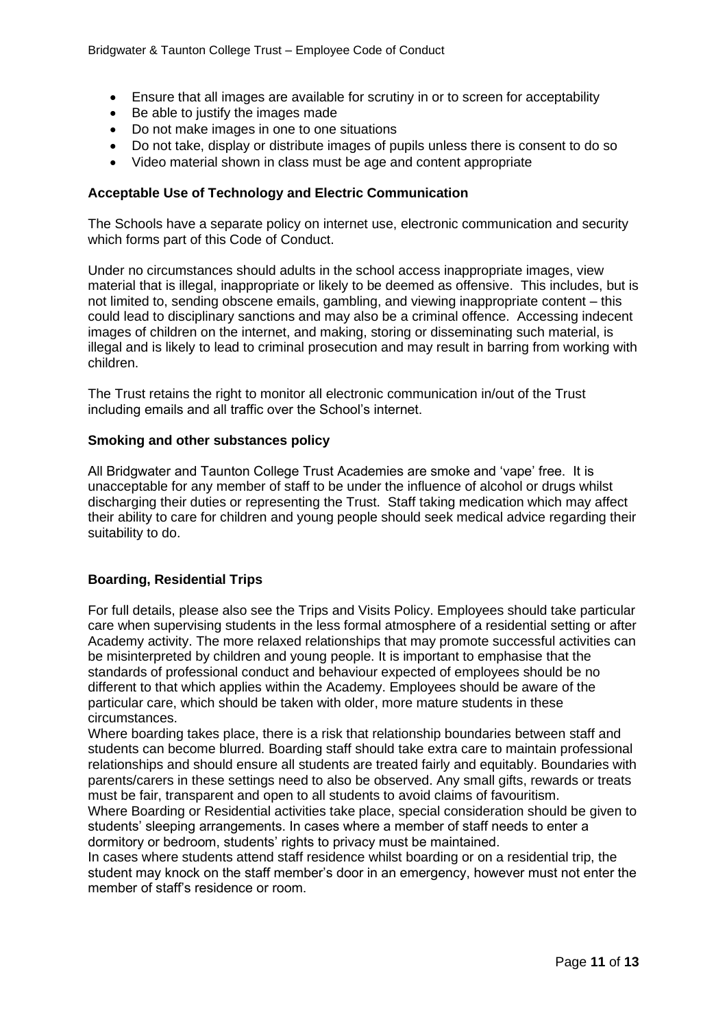- Ensure that all images are available for scrutiny in or to screen for acceptability
- Be able to justify the images made
- Do not make images in one to one situations
- Do not take, display or distribute images of pupils unless there is consent to do so
- Video material shown in class must be age and content appropriate

**Acceptable Use of Technology and Electric Communication**

The Schools have a separate policy on internet use, electronic communication and security which forms part of this Code of Conduct.

Under no circumstances should adults in the school access inappropriate images, view material that is illegal, inappropriate or likely to be deemed as offensive. This includes, but is not limited to, sending obscene emails, gambling, and viewing inappropriate content – this could lead to disciplinary sanctions and may also be a criminal offence. Accessing indecent images of children on the internet, and making, storing or disseminating such material, is illegal and is likely to lead to criminal prosecution and may result in barring from working with children.

The Trust retains the right to monitor all electronic communication in/out of the Trust including emails and all traffic over the School's internet.

**Smoking and other substances policy**

All Bridgwater and Taunton College Trust Academies are smoke and 'vape' free. It is unacceptable for any member of staff to be under the influence of alcohol or drugs whilst discharging their duties or representing the Trust. Staff taking medication which may affect their ability to care for children and young people should seek medical advice regarding their suitability to do.

**Boarding, Residential Trips**

For full details, please also see the Trips and Visits Policy. Employees should take particular care when supervising students in the less formal atmosphere of a residential setting or after Academy activity. The more relaxed relationships that may promote successful activities can be misinterpreted by children and young people. It is important to emphasise that the standards of professional conduct and behaviour expected of employees should be no different to that which applies within the Academy. Employees should be aware of the particular care, which should be taken with older, more mature students in these circumstances.

Where boarding takes place, there is a risk that relationship boundaries between staff and students can become blurred. Boarding staff should take extra care to maintain professional relationships and should ensure all students are treated fairly and equitably. Boundaries with parents/carers in these settings need to also be observed. Any small gifts, rewards or treats must be fair, transparent and open to all students to avoid claims of favouritism.

Where Boarding or Residential activities take place, special consideration should be given to students' sleeping arrangements. In cases where a member of staff needs to enter a dormitory or bedroom, students' rights to privacy must be maintained.

In cases where students attend staff residence whilst boarding or on a residential trip, the student may knock on the staff member's door in an emergency, however must not enter the member of staff's residence or room.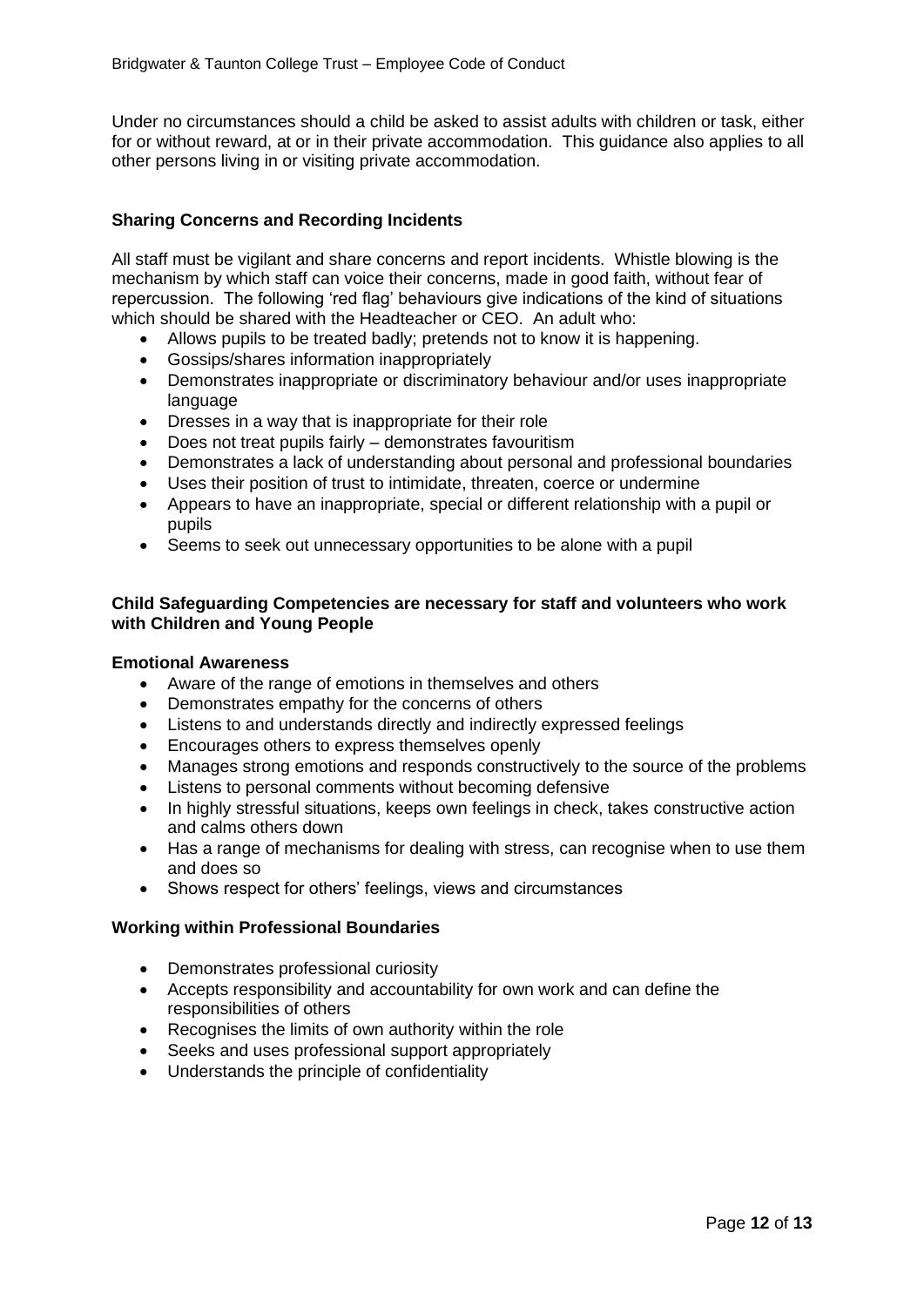Under no circumstances should a child be asked to assist adults with children or task, either for or without reward, at or in their private accommodation. This guidance also applies to all other persons living in or visiting private accommodation.

### Sharing Concerns and Recording Incidents

All staff must be vigilant and share concerns and report incidents. Whistle blowing is the mechanism by which staff can voice their concerns, made in good faith, without fear of repercussion. The following 'red flag' behaviours give indications of the kind of situations which should be shared with the Headteacher or CEO. An adult who:

- Allows pupils to be treated badly; pretends not to know it is happening.
- Gossips/shares information inappropriately
- Demonstrates inappropriate or discriminatory behaviour and/or uses inappropriate language
- Dresses in a way that is inappropriate for their role
- Does not treat pupils fairly – demonstrates favouritism
- Demonstrates a lack of understanding about personal and professional boundaries
- Uses their position of trust to intimidate, threaten, coerce or undermine
- Appears to have an inappropriate, special or different relationship with a pupil or pupils
- Seems to seek out unnecessary opportunities to be alone with a pupil

### Child Safeguarding Competencies are necessary for staff and volunteers who work with Children and Young People

#### Emotional Awareness

- Aware of the range of emotions in themselves and others
- Demonstrates empathy for the concerns of others
- Listens to and understands directly and indirectly expressed feelings
- Encourages others to express themselves openly
- Manages strong emotions and responds constructively to the source of the problems
- Listens to personal comments without becoming defensive
- In highly stressful situations, keeps own feelings in check, takes constructive action and calms others down
- Has a range of mechanisms for dealing with stress, can recognise when to use them and does so
- Shows respect for others' feelings, views and circumstances

#### Working within Professional Boundaries

- Demonstrates professional curiosity
- Accepts responsibility and accountability for own work and can define the responsibilities of others
- Recognises the limits of own authority within the role
- Seeks and uses professional support appropriately
- Understands the principle of confidentiality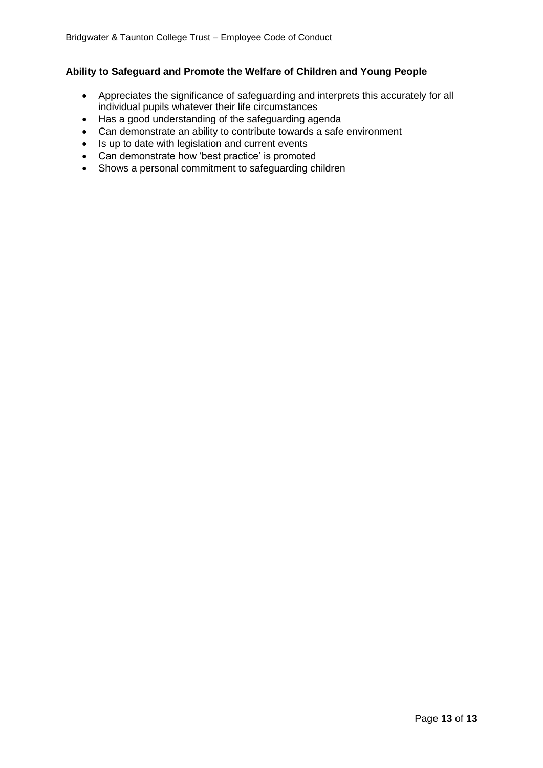**Ability to Safeguard and Promote the Welfare of Children and Young People**

- Appreciates the significance of safeguarding and interprets this accurately for all individual pupils whatever their life circumstances
- Has a good understanding of the safeguarding agenda
- Can demonstrate an ability to contribute towards a safe environment
- Is up to date with legislation and current events
- Can demonstrate how 'best practice' is promoted
- Shows a personal commitment to safeguarding children